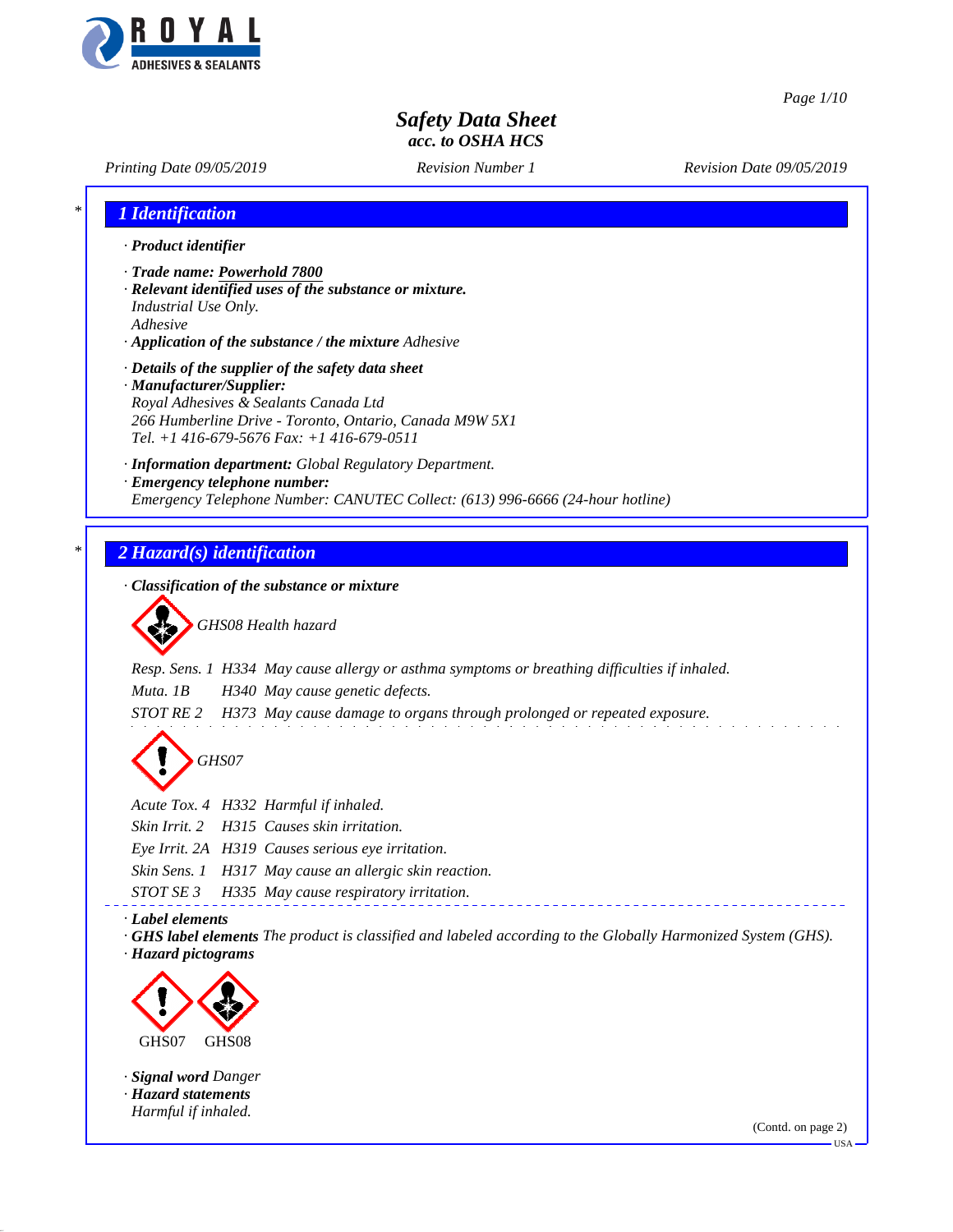# Safety Data Sheet
## acc. to OSHA HCS

Printing Date 09/05/2019 Revision Number 1 Revision Date 09/05/2019

## 1 Identification

· **Product identifier**

· **Trade name: Powerhold 7800**
· **Relevant identified uses of the substance or mixture.**
Industrial Use Only.
Adhesive
· **Application of the substance / the mixture** Adhesive

· **Details of the supplier of the safety data sheet**
· **Manufacturer/Supplier:**
Royal Adhesives & Sealants Canada Ltd
266 Humberline Drive - Toronto, Ontario, Canada M9W 5X1
Tel. +1 416-679-5676 Fax: +1 416-679-0511

· **Information department:** Global Regulatory Department.
· **Emergency telephone number:**
Emergency Telephone Number: CANUTEC Collect: (613) 996-6666 (24-hour hotline)

## 2 Hazard(s) identification

· **Classification of the substance or mixture**

GHS08 Health hazard

| | | |
|---|---|---|
| Resp. Sens. 1 | H334 | May cause allergy or asthma symptoms or breathing difficulties if inhaled. |
| Muta. 1B | H340 | May cause genetic defects. |
| STOT RE 2 | H373 | May cause damage to organs through prolonged or repeated exposure. |

GHS07

| | | |
|---|---|---|
| Acute Tox. 4 | H332 | Harmful if inhaled. |
| Skin Irrit. 2 | H315 | Causes skin irritation. |
| Eye Irrit. 2A | H319 | Causes serious eye irritation. |
| Skin Sens. 1 | H317 | May cause an allergic skin reaction. |
| STOT SE 3 | H335 | May cause respiratory irritation. |

· **Label elements**
· **GHS label elements** The product is classified and labeled according to the Globally Harmonized System (GHS).
· **Hazard pictograms**

GHS07 GHS08

· **Signal word** Danger
· **Hazard statements**
Harmful if inhaled.

(Contd. on page 2)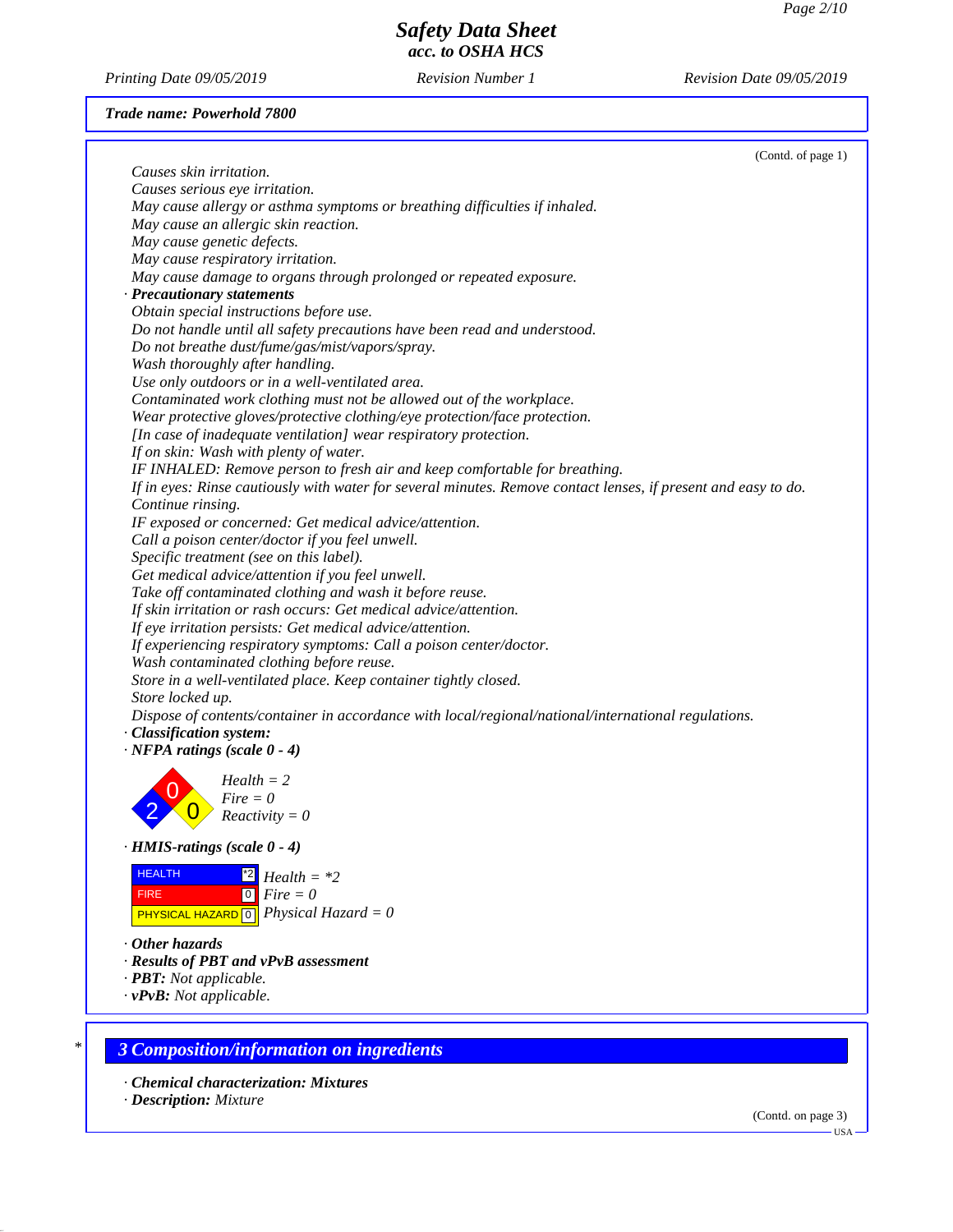(Contd. of page 1)

*Causes skin irritation.*
*Causes serious eye irritation.*
*May cause allergy or asthma symptoms or breathing difficulties if inhaled.*
*May cause an allergic skin reaction.*
*May cause genetic defects.*
*May cause respiratory irritation.*
*May cause damage to organs through prolonged or repeated exposure.*

· **Precautionary statements**

*Obtain special instructions before use.*
*Do not handle until all safety precautions have been read and understood.*
*Do not breathe dust/fume/gas/mist/vapors/spray.*
*Wash thoroughly after handling.*
*Use only outdoors or in a well-ventilated area.*
*Contaminated work clothing must not be allowed out of the workplace.*
*Wear protective gloves/protective clothing/eye protection/face protection.*
*[In case of inadequate ventilation] wear respiratory protection.*
*If on skin: Wash with plenty of water.*
*IF INHALED: Remove person to fresh air and keep comfortable for breathing.*
*If in eyes: Rinse cautiously with water for several minutes. Remove contact lenses, if present and easy to do. Continue rinsing.*
*IF exposed or concerned: Get medical advice/attention.*
*Call a poison center/doctor if you feel unwell.*
*Specific treatment (see on this label).*
*Get medical advice/attention if you feel unwell.*
*Take off contaminated clothing and wash it before reuse.*
*If skin irritation or rash occurs: Get medical advice/attention.*
*If eye irritation persists: Get medical advice/attention.*
*If experiencing respiratory symptoms: Call a poison center/doctor.*
*Wash contaminated clothing before reuse.*
*Store in a well-ventilated place. Keep container tightly closed.*
*Store locked up.*
*Dispose of contents/container in accordance with local/regional/national/international regulations.*

· **Classification system:**

· **NFPA ratings (scale 0 - 4)**

*Health = 2*
*Fire = 0*
*Reactivity = 0*

· **HMIS-ratings (scale 0 - 4)**

| | | |
|---|---|---|
| HEALTH | *2 | *Health = *2* |
| FIRE | 0 | *Fire = 0* |
| PHYSICAL HAZARD | 0 | *Physical Hazard = 0* |

· **Other hazards**
· **Results of PBT and vPvB assessment**
· **PBT:** Not applicable.
· **vPvB:** Not applicable.

## 3 Composition/information on ingredients

· **Chemical characterization: Mixtures**
· **Description:** Mixture

(Contd. on page 3)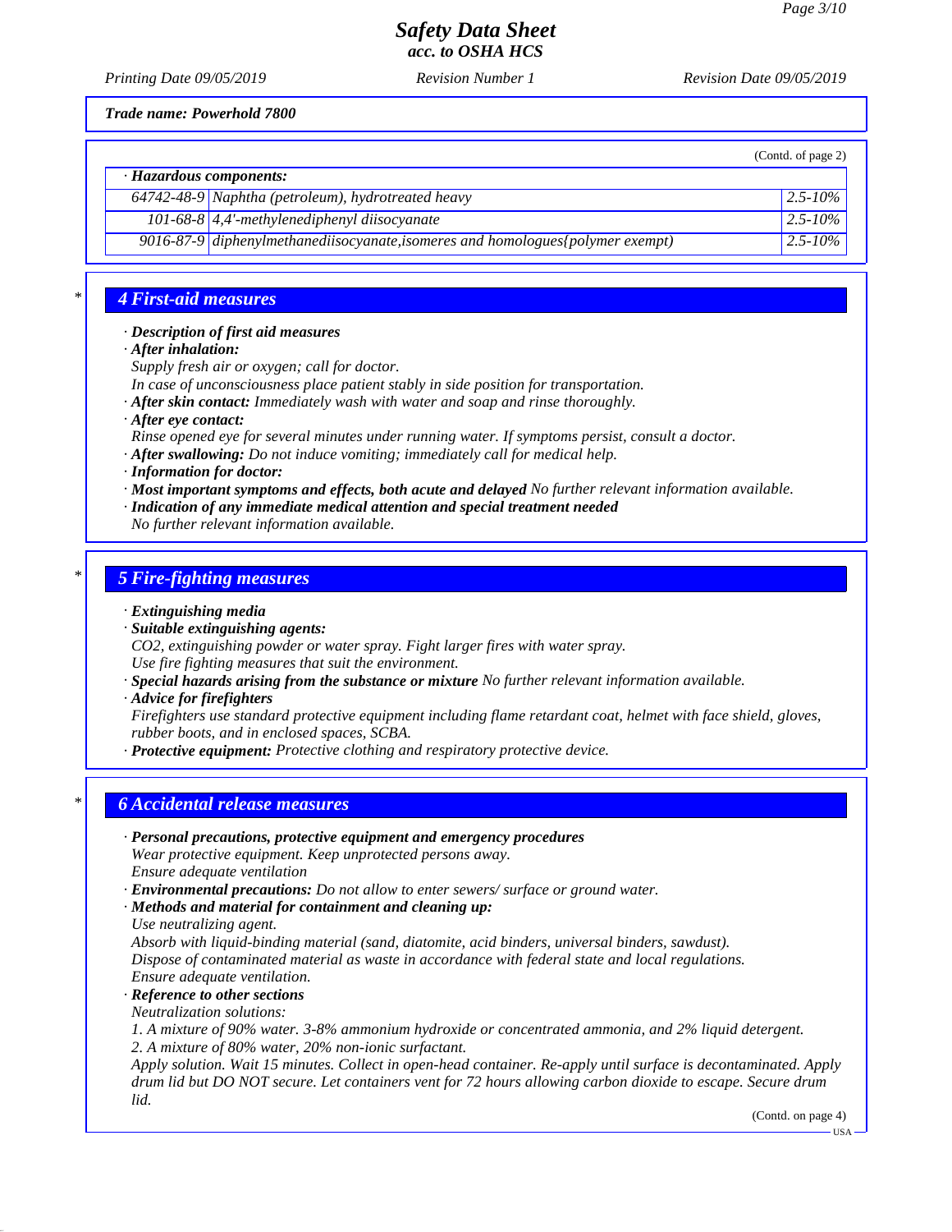**Trade name: Powerhold 7800**

(Contd. of page 2)

| · Hazardous components: | | |
|---|---|---|
| 64742-48-9 | Naphtha (petroleum), hydrotreated heavy | 2.5-10% |
| 101-68-8 | 4,4'-methylenediphenyl diisocyanate | 2.5-10% |
| 9016-87-9 | diphenylmethanediisocyanate,isomeres and homologues{polymer exempt) | 2.5-10% |

## 4 First-aid measures

· **Description of first aid measures**
· **After inhalation:**
Supply fresh air or oxygen; call for doctor.
In case of unconsciousness place patient stably in side position for transportation.
· **After skin contact:** Immediately wash with water and soap and rinse thoroughly.
· **After eye contact:**
Rinse opened eye for several minutes under running water. If symptoms persist, consult a doctor.
· **After swallowing:** Do not induce vomiting; immediately call for medical help.
· **Information for doctor:**
· **Most important symptoms and effects, both acute and delayed** No further relevant information available.
· **Indication of any immediate medical attention and special treatment needed**
No further relevant information available.

## 5 Fire-fighting measures

· **Extinguishing media**
· **Suitable extinguishing agents:**
$CO_2$, extinguishing powder or water spray. Fight larger fires with water spray.
Use fire fighting measures that suit the environment.
· **Special hazards arising from the substance or mixture** No further relevant information available.
· **Advice for firefighters**
Firefighters use standard protective equipment including flame retardant coat, helmet with face shield, gloves, rubber boots, and in enclosed spaces, SCBA.
· **Protective equipment:** Protective clothing and respiratory protective device.

## 6 Accidental release measures

· **Personal precautions, protective equipment and emergency procedures**
Wear protective equipment. Keep unprotected persons away.
Ensure adequate ventilation
· **Environmental precautions:** Do not allow to enter sewers/ surface or ground water.
· **Methods and material for containment and cleaning up:**
Use neutralizing agent.
Absorb with liquid-binding material (sand, diatomite, acid binders, universal binders, sawdust).
Dispose of contaminated material as waste in accordance with federal state and local regulations.
Ensure adequate ventilation.
· **Reference to other sections**
Neutralization solutions:
1. A mixture of 90% water. 3-8% ammonium hydroxide or concentrated ammonia, and 2% liquid detergent.
2. A mixture of 80% water, 20% non-ionic surfactant.
Apply solution. Wait 15 minutes. Collect in open-head container. Re-apply until surface is decontaminated. Apply drum lid but DO NOT secure. Let containers vent for 72 hours allowing carbon dioxide to escape. Secure drum lid.

(Contd. on page 4)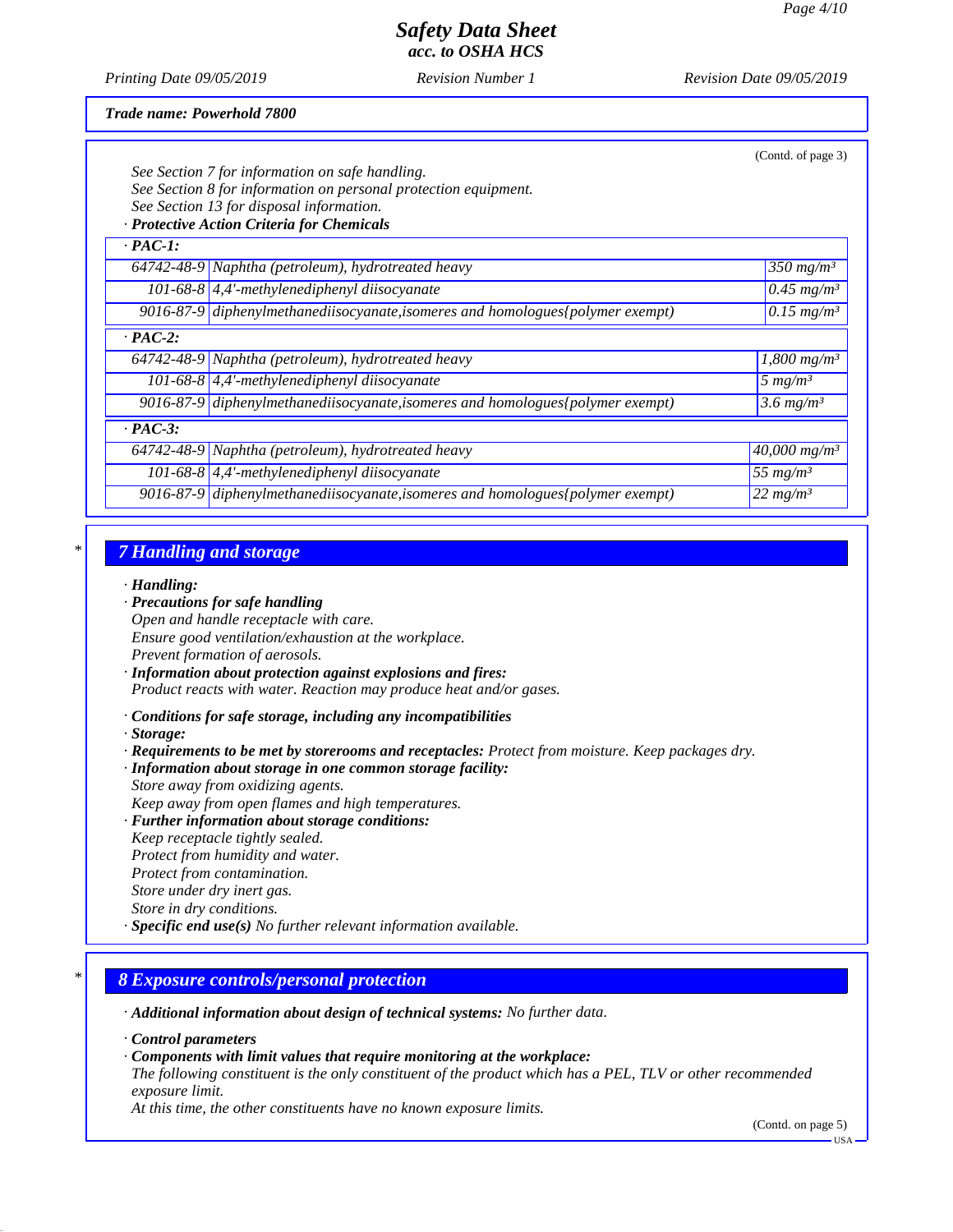**Trade name: Powerhold 7800**

(Contd. of page 3)

See Section 7 for information on safe handling.
See Section 8 for information on personal protection equipment.
See Section 13 for disposal information.

· **Protective Action Criteria for Chemicals**

| · **PAC-1:** | | |
|---|---|---|
| 64742-48-9 | Naphtha (petroleum), hydrotreated heavy | 350 mg/m³ |
| 101-68-8 | 4,4'-methylenediphenyl diisocyanate | 0.45 mg/m³ |
| 9016-87-9 | diphenylmethanediisocyanate,isomeres and homologues{polymer exempt} | 0.15 mg/m³ |

| · **PAC-2:** | | |
|---|---|---|
| 64742-48-9 | Naphtha (petroleum), hydrotreated heavy | 1,800 mg/m³ |
| 101-68-8 | 4,4'-methylenediphenyl diisocyanate | 5 mg/m³ |
| 9016-87-9 | diphenylmethanediisocyanate,isomeres and homologues{polymer exempt} | 3.6 mg/m³ |

| · **PAC-3:** | | |
|---|---|---|
| 64742-48-9 | Naphtha (petroleum), hydrotreated heavy | 40,000 mg/m³ |
| 101-68-8 | 4,4'-methylenediphenyl diisocyanate | 55 mg/m³ |
| 9016-87-9 | diphenylmethanediisocyanate,isomeres and homologues{polymer exempt} | 22 mg/m³ |

## 7 Handling and storage

· **Handling:**
· **Precautions for safe handling**
Open and handle receptacle with care.
Ensure good ventilation/exhaustion at the workplace.
Prevent formation of aerosols.
· **Information about protection against explosions and fires:**
Product reacts with water. Reaction may produce heat and/or gases.

· **Conditions for safe storage, including any incompatibilities**
· **Storage:**
· **Requirements to be met by storerooms and receptacles:** Protect from moisture. Keep packages dry.
· **Information about storage in one common storage facility:**
Store away from oxidizing agents.
Keep away from open flames and high temperatures.
· **Further information about storage conditions:**
Keep receptacle tightly sealed.
Protect from humidity and water.
Protect from contamination.
Store under dry inert gas.
Store in dry conditions.
· **Specific end use(s)** No further relevant information available.

## 8 Exposure controls/personal protection

· **Additional information about design of technical systems:** No further data.

· **Control parameters**
· **Components with limit values that require monitoring at the workplace:**
The following constituent is the only constituent of the product which has a PEL, TLV or other recommended exposure limit.
At this time, the other constituents have no known exposure limits.

(Contd. on page 5)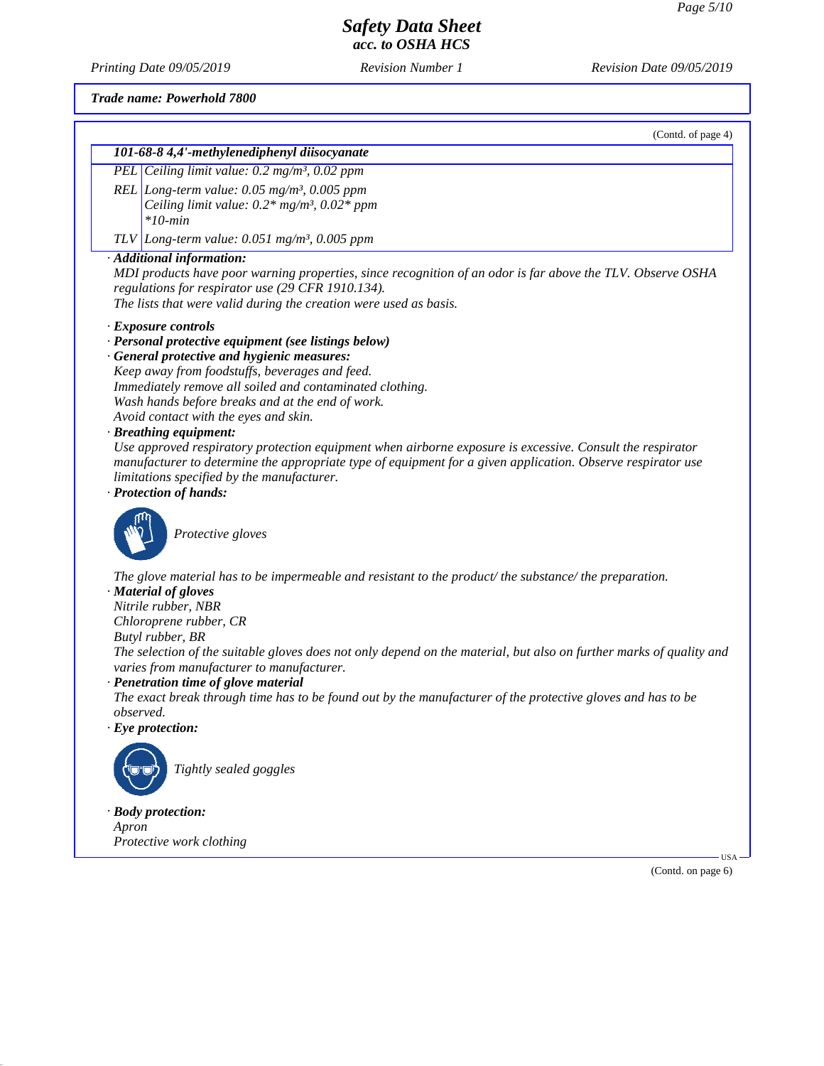**Safety Data Sheet**
**acc. to OSHA HCS**

*Printing Date 09/05/2019* *Revision Number 1* *Revision Date 09/05/2019*

***Trade name: Powerhold 7800***

(Contd. of page 4)

| ***101-68-8 4,4'-methylenediphenyl diisocyanate*** | |
|---|---|
| *PEL* | *Ceiling limit value: 0.2 mg/m³, 0.02 ppm* |
| *REL* | *Long-term value: 0.05 mg/m³, 0.005 ppm*<br>*Ceiling limit value: 0.2* mg/m³, 0.02* ppm*<br>**10-min* |
| *TLV* | *Long-term value: 0.051 mg/m³, 0.005 ppm* |

· ***Additional information:***
*MDI products have poor warning properties, since recognition of an odor is far above the TLV. Observe OSHA regulations for respirator use (29 CFR 1910.134).*
*The lists that were valid during the creation were used as basis.*

· ***Exposure controls***
· ***Personal protective equipment (see listings below)***
· ***General protective and hygienic measures:***
*Keep away from foodstuffs, beverages and feed.*
*Immediately remove all soiled and contaminated clothing.*
*Wash hands before breaks and at the end of work.*
*Avoid contact with the eyes and skin.*
· ***Breathing equipment:***
*Use approved respiratory protection equipment when airborne exposure is excessive. Consult the respirator manufacturer to determine the appropriate type of equipment for a given application. Observe respirator use limitations specified by the manufacturer.*
· ***Protection of hands:***

*Protective gloves*

*The glove material has to be impermeable and resistant to the product/ the substance/ the preparation.*
· ***Material of gloves***
*Nitrile rubber, NBR*
*Chloroprene rubber, CR*
*Butyl rubber, BR*
*The selection of the suitable gloves does not only depend on the material, but also on further marks of quality and varies from manufacturer to manufacturer.*
· ***Penetration time of glove material***
*The exact break through time has to be found out by the manufacturer of the protective gloves and has to be observed.*
· ***Eye protection:***

*Tightly sealed goggles*

· ***Body protection:***
*Apron*
*Protective work clothing*

(Contd. on page 6)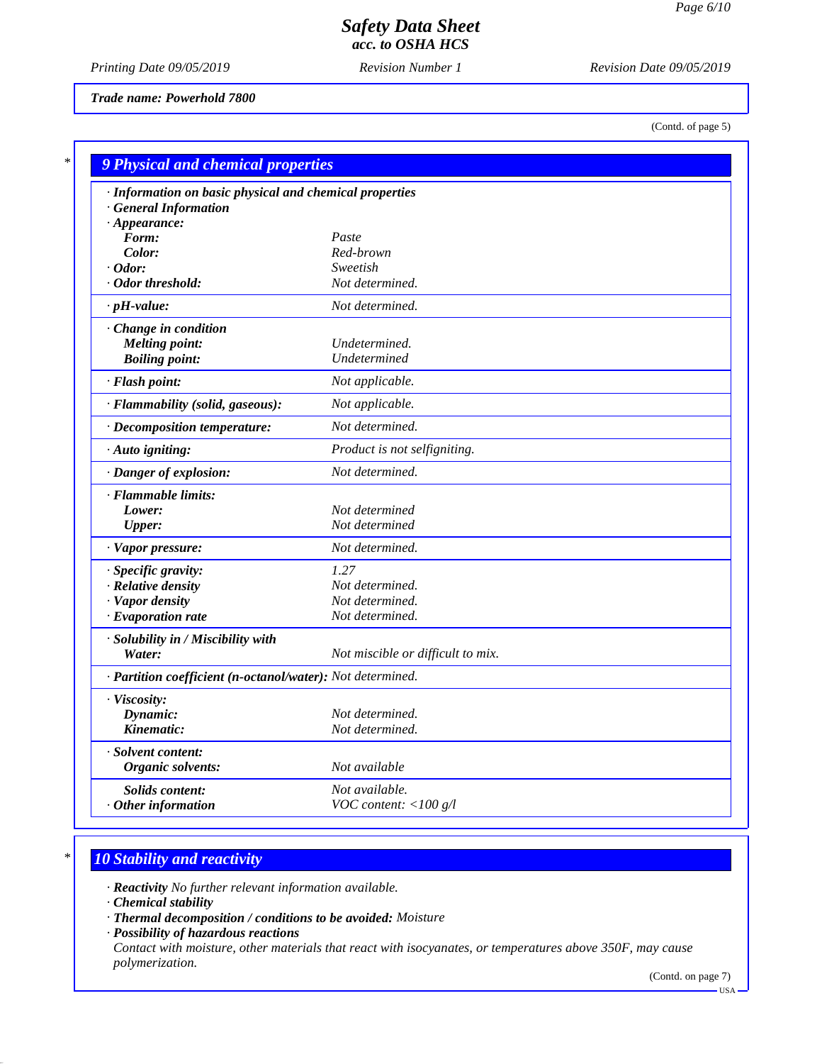**Trade name: Powerhold 7800**

(Contd. of page 5)

## 9 Physical and chemical properties

| | |
|---|---|
| **· Information on basic physical and chemical properties** | |
| **· General Information** | |
| **· Appearance:** | |
| **Form:** | Paste |
| **Color:** | Red-brown |
| **· Odor:** | Sweetish |
| **· Odor threshold:** | Not determined. |
| **· pH-value:** | Not determined. |
| **· Change in condition** | |
| **Melting point:** | Undetermined. |
| **Boiling point:** | Undetermined |
| **· Flash point:** | Not applicable. |
| **· Flammability (solid, gaseous):** | Not applicable. |
| **· Decomposition temperature:** | Not determined. |
| **· Auto igniting:** | Product is not selfigniting. |
| **· Danger of explosion:** | Not determined. |
| **· Flammable limits:** | |
| **Lower:** | Not determined |
| **Upper:** | Not determined |
| **· Vapor pressure:** | Not determined. |
| **· Specific gravity:** | 1.27 |
| **· Relative density** | Not determined. |
| **· Vapor density** | Not determined. |
| **· Evaporation rate** | Not determined. |
| **· Solubility in / Miscibility with** | |
| **Water:** | Not miscible or difficult to mix. |
| **· Partition coefficient (n-octanol/water):** | Not determined. |
| **· Viscosity:** | |
| **Dynamic:** | Not determined. |
| **Kinematic:** | Not determined. |
| **· Solvent content:** | |
| **Organic solvents:** | Not available |
| **Solids content:** | Not available. |
| **· Other information** | VOC content: <100 g/l |

## 10 Stability and reactivity

- **Reactivity** No further relevant information available.
- **Chemical stability**
- **Thermal decomposition / conditions to be avoided:** Moisture
- **Possibility of hazardous reactions**

Contact with moisture, other materials that react with isocyanates, or temperatures above 350F, may cause polymerization.

(Contd. on page 7)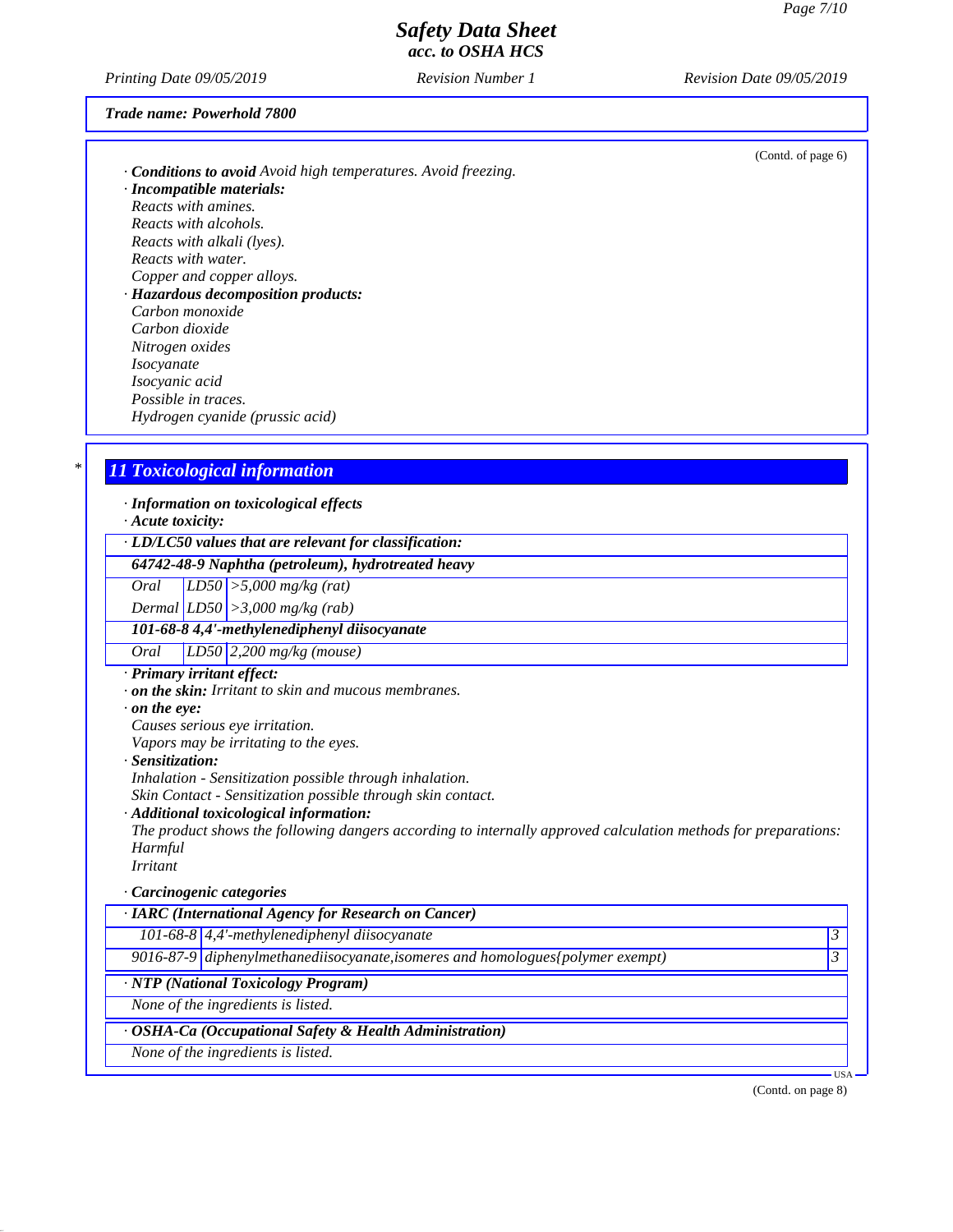Trade name: Powerhold 7800

(Contd. of page 6)

· **Conditions to avoid** Avoid high temperatures. Avoid freezing.
· **Incompatible materials:**
Reacts with amines.
Reacts with alcohols.
Reacts with alkali (lyes).
Reacts with water.
Copper and copper alloys.
· **Hazardous decomposition products:**
Carbon monoxide
Carbon dioxide
Nitrogen oxides
Isocyanate
Isocyanic acid
Possible in traces.
Hydrogen cyanide (prussic acid)

## * 11 Toxicological information

· **Information on toxicological effects**
· **Acute toxicity:**

| · LD/LC50 values that are relevant for classification: | | |
|---|---|---|
| **64742-48-9 Naphtha (petroleum), hydrotreated heavy** | | |
| Oral | LD50 | >5,000 mg/kg (rat) |
| Dermal | LD50 | >3,000 mg/kg (rab) |
| **101-68-8 4,4'-methylenediphenyl diisocyanate** | | |
| Oral | LD50 | 2,200 mg/kg (mouse) |

· **Primary irritant effect:**
· **on the skin:** Irritant to skin and mucous membranes.
· **on the eye:**
Causes serious eye irritation.
Vapors may be irritating to the eyes.
· **Sensitization:**
Inhalation - Sensitization possible through inhalation.
Skin Contact - Sensitization possible through skin contact.
· **Additional toxicological information:**
The product shows the following dangers according to internally approved calculation methods for preparations:
Harmful
Irritant

· **Carcinogenic categories**

| · IARC (International Agency for Research on Cancer) | | |
|---|---|---|
| 101-68-8 | 4,4'-methylenediphenyl diisocyanate | 3 |
| 9016-87-9 | diphenylmethanediisocyanate,isomeres and homologues{polymer exempt) | 3 |

| · NTP (National Toxicology Program) |
|---|
| None of the ingredients is listed. |

| · OSHA-Ca (Occupational Safety & Health Administration) |
|---|
| None of the ingredients is listed. |

(Contd. on page 8)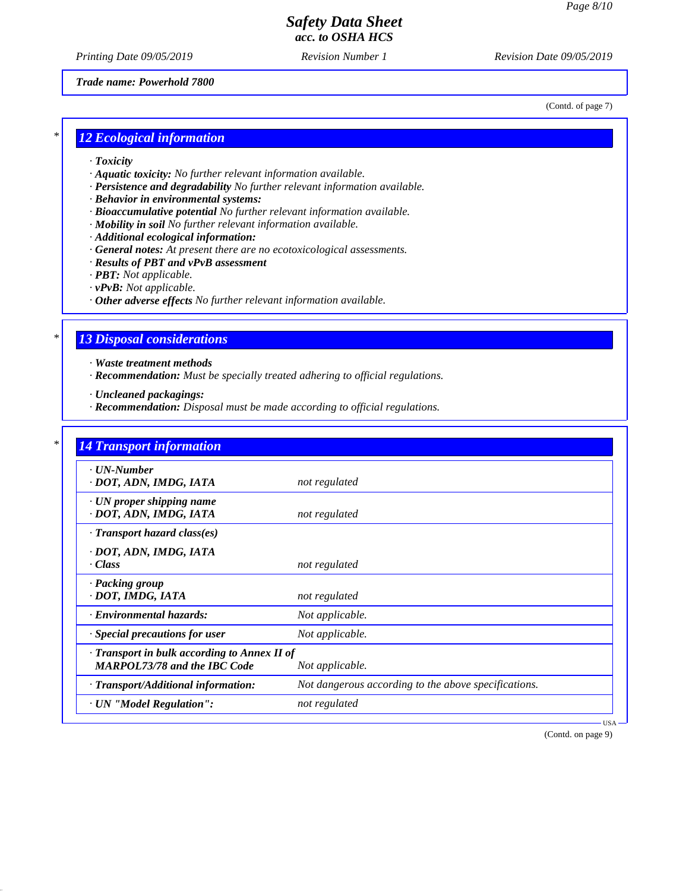Trade name: Powerhold 7800

(Contd. of page 7)

## 12 Ecological information

- **Toxicity**
- **Aquatic toxicity:** No further relevant information available.
- **Persistence and degradability** No further relevant information available.
- **Behavior in environmental systems:**
- **Bioaccumulative potential** No further relevant information available.
- **Mobility in soil** No further relevant information available.
- **Additional ecological information:**
- **General notes:** At present there are no ecotoxicological assessments.
- **Results of PBT and vPvB assessment**
- **PBT:** Not applicable.
- **vPvB:** Not applicable.
- **Other adverse effects** No further relevant information available.

## 13 Disposal considerations

- **Waste treatment methods**
- **Recommendation:** Must be specially treated adhering to official regulations.

- **Uncleaned packagings:**
- **Recommendation:** Disposal must be made according to official regulations.

## 14 Transport information

| | |
|---|---|
| **UN-Number**<br>**DOT, ADN, IMDG, IATA** | not regulated |
| **UN proper shipping name**<br>**DOT, ADN, IMDG, IATA** | not regulated |
| **Transport hazard class(es)**<br>**DOT, ADN, IMDG, IATA**<br>**Class** | not regulated |
| **Packing group**<br>**DOT, IMDG, IATA** | not regulated |
| **Environmental hazards:** | Not applicable. |
| **Special precautions for user** | Not applicable. |
| **Transport in bulk according to Annex II of MARPOL73/78 and the IBC Code** | Not applicable. |
| **Transport/Additional information:** | Not dangerous according to the above specifications. |
| **UN "Model Regulation":** | not regulated |

(Contd. on page 9)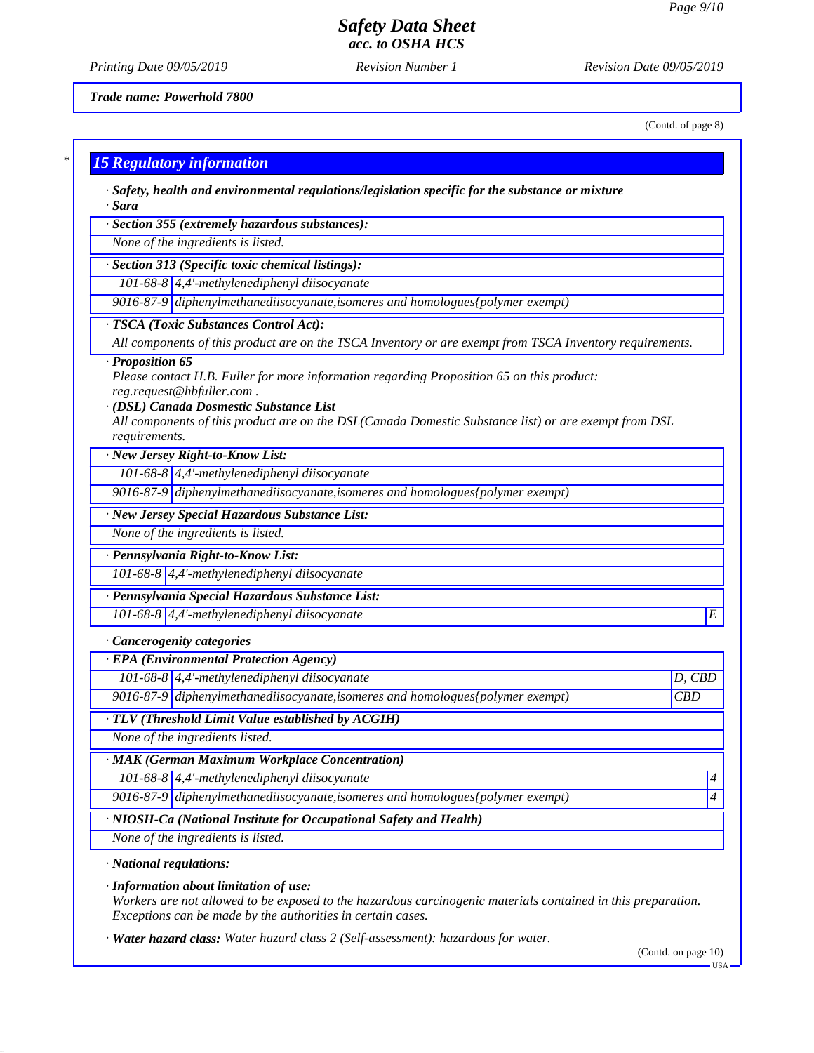*Trade name: Powerhold 7800*

(Contd. of page 8)

## 15 Regulatory information

· **Safety, health and environmental regulations/legislation specific for the substance or mixture**

· **Sara**

· **Section 355 (extremely hazardous substances):**

None of the ingredients is listed.

· **Section 313 (Specific toxic chemical listings):**

| | |
|---|---|
| 101-68-8 | 4,4'-methylenediphenyl diisocyanate |
| 9016-87-9 | diphenylmethanediisocyanate,isomeres and homologues{polymer exempt) |

· **TSCA (Toxic Substances Control Act):**

All components of this product are on the TSCA Inventory or are exempt from TSCA Inventory requirements.

· **Proposition 65**

Please contact H.B. Fuller for more information regarding Proposition 65 on this product: reg.request@hbfuller.com .

· **(DSL) Canada Dosmestic Substance List**

All components of this product are on the DSL(Canada Domestic Substance list) or are exempt from DSL requirements.

· **New Jersey Right-to-Know List:**

| | |
|---|---|
| 101-68-8 | 4,4'-methylenediphenyl diisocyanate |
| 9016-87-9 | diphenylmethanediisocyanate,isomeres and homologues{polymer exempt) |

· **New Jersey Special Hazardous Substance List:**

None of the ingredients is listed.

· **Pennsylvania Right-to-Know List:**

| | |
|---|---|
| 101-68-8 | 4,4'-methylenediphenyl diisocyanate |

· **Pennsylvania Special Hazardous Substance List:**

| | | |
|---|---|---|
| 101-68-8 | 4,4'-methylenediphenyl diisocyanate | E |

· **Cancerogenity categories**

· **EPA (Environmental Protection Agency)**

| | | |
|---|---|---|
| 101-68-8 | 4,4'-methylenediphenyl diisocyanate | D, CBD |
| 9016-87-9 | diphenylmethanediisocyanate,isomeres and homologues{polymer exempt) | CBD |

· **TLV (Threshold Limit Value established by ACGIH)**

None of the ingredients listed.

· **MAK (German Maximum Workplace Concentration)**

| | | |
|---|---|---|
| 101-68-8 | 4,4'-methylenediphenyl diisocyanate | 4 |
| 9016-87-9 | diphenylmethanediisocyanate,isomeres and homologues{polymer exempt) | 4 |

· **NIOSH-Ca (National Institute for Occupational Safety and Health)**

None of the ingredients is listed.

· **National regulations:**

· **Information about limitation of use:**

Workers are not allowed to be exposed to the hazardous carcinogenic materials contained in this preparation. Exceptions can be made by the authorities in certain cases.

· **Water hazard class:** Water hazard class 2 (Self-assessment): hazardous for water.

(Contd. on page 10)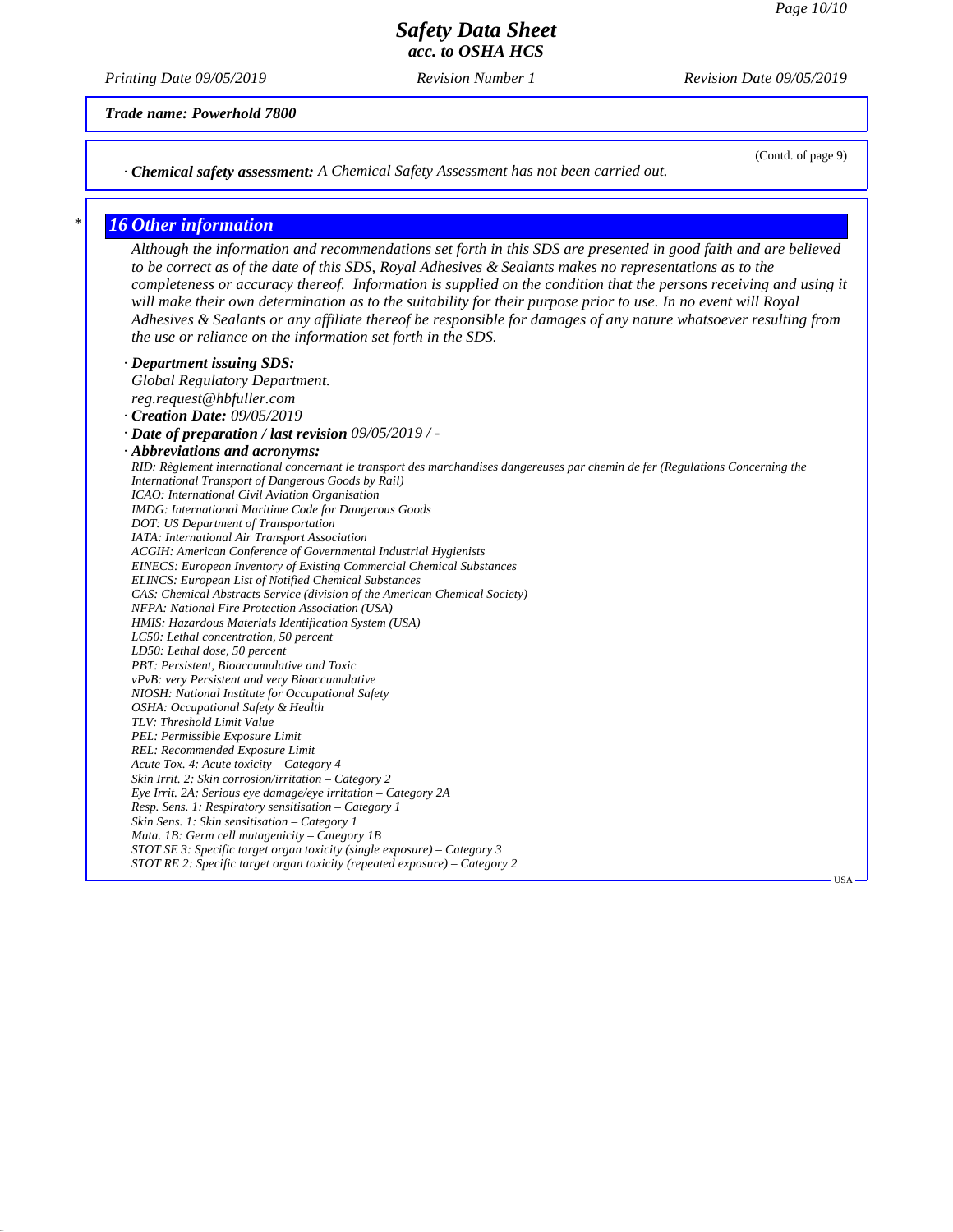*Trade name: Powerhold 7800*

(Contd. of page 9)

· **Chemical safety assessment:** A Chemical Safety Assessment has not been carried out.

## 16 Other information

Although the information and recommendations set forth in this SDS are presented in good faith and are believed to be correct as of the date of this SDS, Royal Adhesives & Sealants makes no representations as to the completeness or accuracy thereof. Information is supplied on the condition that the persons receiving and using it will make their own determination as to the suitability for their purpose prior to use. In no event will Royal Adhesives & Sealants or any affiliate thereof be responsible for damages of any nature whatsoever resulting from the use or reliance on the information set forth in the SDS.

· **Department issuing SDS:**
Global Regulatory Department.
reg.request@hbfuller.com

· **Creation Date:** 09/05/2019

· **Date of preparation / last revision** 09/05/2019 / -

· **Abbreviations and acronyms:**

RID: Règlement international concernant le transport des marchandises dangereuses par chemin de fer (Regulations Concerning the International Transport of Dangerous Goods by Rail)
ICAO: International Civil Aviation Organisation
IMDG: International Maritime Code for Dangerous Goods
DOT: US Department of Transportation
IATA: International Air Transport Association
ACGIH: American Conference of Governmental Industrial Hygienists
EINECS: European Inventory of Existing Commercial Chemical Substances
ELINCS: European List of Notified Chemical Substances
CAS: Chemical Abstracts Service (division of the American Chemical Society)
NFPA: National Fire Protection Association (USA)
HMIS: Hazardous Materials Identification System (USA)
LC50: Lethal concentration, 50 percent
LD50: Lethal dose, 50 percent
PBT: Persistent, Bioaccumulative and Toxic
vPvB: very Persistent and very Bioaccumulative
NIOSH: National Institute for Occupational Safety
OSHA: Occupational Safety & Health
TLV: Threshold Limit Value
PEL: Permissible Exposure Limit
REL: Recommended Exposure Limit
Acute Tox. 4: Acute toxicity – Category 4
Skin Irrit. 2: Skin corrosion/irritation – Category 2
Eye Irrit. 2A: Serious eye damage/eye irritation – Category 2A
Resp. Sens. 1: Respiratory sensitisation – Category 1
Skin Sens. 1: Skin sensitisation – Category 1
Muta. 1B: Germ cell mutagenicity – Category 1B
STOT SE 3: Specific target organ toxicity (single exposure) – Category 3
STOT RE 2: Specific target organ toxicity (repeated exposure) – Category 2